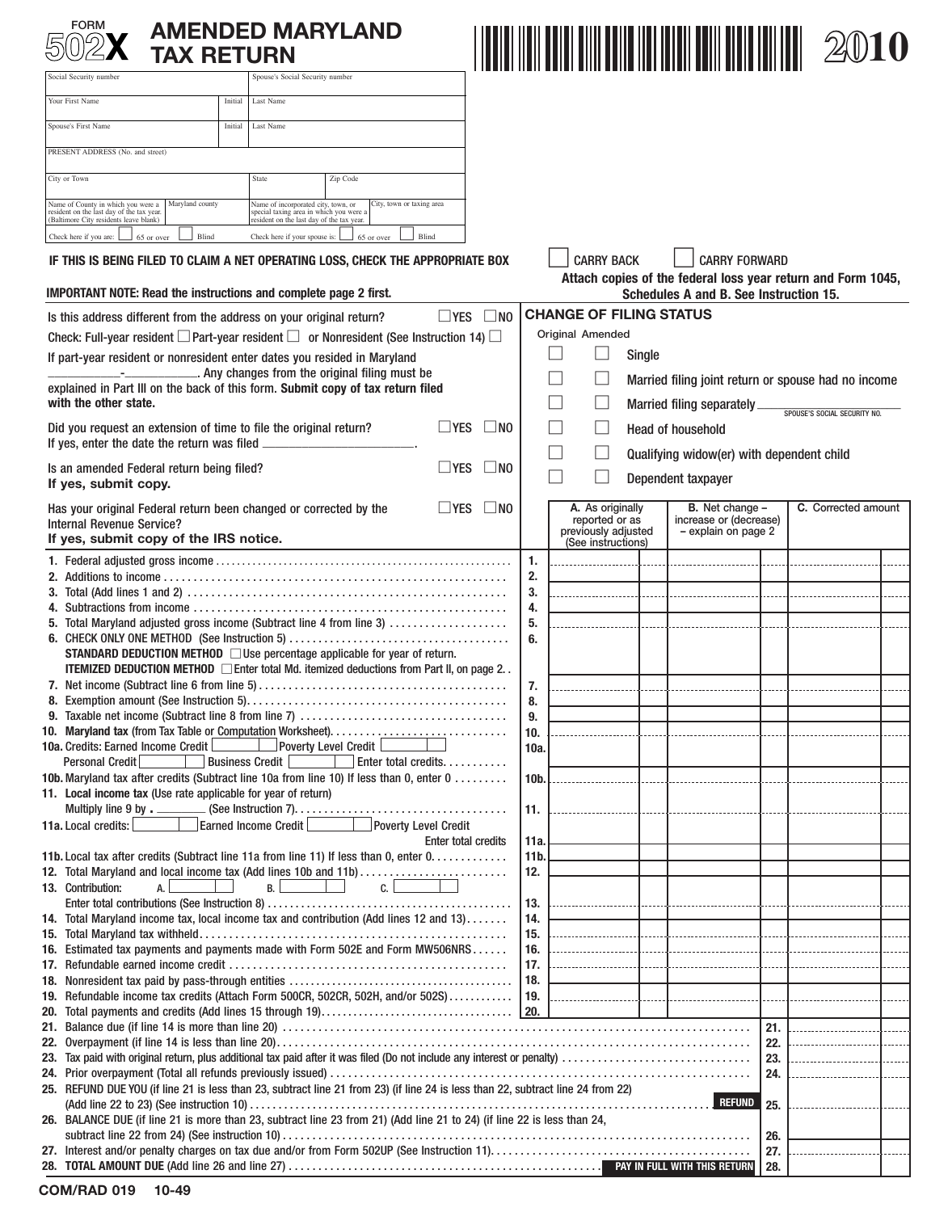FORM **502X** 

# AMENDED MARYLAND TAX RETURN

**2010**

| Social Security number | | Spouse's Social Security number | |
|---|---|---|---|
| Your First Name | Initial | Last Name | |
| Spouse's First Name | Initial | Last Name | |
| PRESENT ADDRESS (No. and street) | | | |
| City or Town | | State | Zip Code |
| Name of County in which you were a resident on the last day of the tax year. (Baltimore City residents leave blank) | Maryland county | Name of incorporated city, town, or special taxing area in which you were a resident on the last day of the tax year. | City, town or taxing area |
| Check here if you are: ☐ 65 or over ☐ Blind | | Check here if your spouse is: ☐ 65 or over ☐ Blind | |

**IF THIS IS BEING FILED TO CLAIM A NET OPERATING LOSS, CHECK THE APPROPRIATE BOX** ☐ CARRY BACK ☐ CARRY FORWARD

**Attach copies of the federal loss year return and Form 1045, Schedules A and B. See Instruction 15.**

**IMPORTANT NOTE: Read the instructions and complete page 2 first.**

Is this address different from the address on your original return? ☐ YES ☐ NO

Check: Full-year resident ☐ Part-year resident ☐ or Nonresident (See Instruction 14) ☐

If part-year resident or nonresident enter dates you resided in Maryland ____________-____________. Any changes from the original filing must be explained in Part III on the back of this form. **Submit copy of tax return filed with the other state.**

Did you request an extension of time to file the original return? ☐ YES ☐ NO
If yes, enter the date the return was filed ________________________.

Is an amended Federal return being filed? ☐ YES ☐ NO
**If yes, submit copy.**

Has your original Federal return been changed or corrected by the Internal Revenue Service? ☐ YES ☐ NO
**If yes, submit copy of the IRS notice.**

## CHANGE OF FILING STATUS

| Original | Amended | |
|---|---|---|
| ☐ | ☐ | Single |
| ☐ | ☐ | Married filing joint return or spouse had no income |
| ☐ | ☐ | Married filing separately ____________ SPOUSE'S SOCIAL SECURITY NO. |
| ☐ | ☐ | Head of household |
| ☐ | ☐ | Qualifying widow(er) with dependent child |
| ☐ | ☐ | Dependent taxpayer |

| Line | Description | | A. As originally reported or as previously adjusted (See instructions) | B. Net change – increase or (decrease) – explain on page 2 | C. Corrected amount |
|---|---|---|---|---|---|
| 1. | Federal adjusted gross income | 1. | | | |
| 2. | Additions to income | 2. | | | |
| 3. | Total (Add lines 1 and 2) | 3. | | | |
| 4. | Subtractions from income | 4. | | | |
| 5. | Total Maryland adjusted gross income (Subtract line 4 from line 3) | 5. | | | |
| 6. | CHECK ONLY ONE METHOD (See Instruction 5) **STANDARD DEDUCTION METHOD** ☐ Use percentage applicable for year of return. **ITEMIZED DEDUCTION METHOD** ☐ Enter total Md. itemized deductions from Part II, on page 2. | 6. | | | |
| 7. | Net income (Subtract line 6 from line 5) | 7. | | | |
| 8. | Exemption amount (See Instruction 5) | 8. | | | |
| 9. | Taxable net income (Subtract line 8 from line 7) | 9. | | | |
| 10. | **Maryland tax** (from Tax Table or Computation Worksheet) | 10. | | | |
| 10a. | Credits: Earned Income Credit ☐ Poverty Level Credit ☐ Personal Credit ☐ Business Credit ☐ Enter total credits | 10a. | | | |
| 10b. | Maryland tax after credits (Subtract line 10a from line 10) If less than 0, enter 0 | 10b. | | | |
| 11. | **Local income tax** (Use rate applicable for year of return) Multiply line 9 by . ________ (See Instruction 7) | 11. | | | |
| 11a. | Local credits: ☐ Earned Income Credit ☐ Poverty Level Credit Enter total credits | 11a. | | | |
| 11b. | Local tax after credits (Subtract line 11a from line 11) If less than 0, enter 0 | 11b. | | | |
| 12. | Total Maryland and local income tax (Add lines 10b and 11b) | 12. | | | |
| 13. | Contribution: A. ☐ B. ☐ C. ☐ Enter total contributions (See Instruction 8) | 13. | | | |
| 14. | Total Maryland income tax, local income tax and contribution (Add lines 12 and 13) | 14. | | | |
| 15. | Total Maryland tax withheld | 15. | | | |
| 16. | Estimated tax payments and payments made with Form 502E and Form MW506NRS | 16. | | | |
| 17. | Refundable earned income credit | 17. | | | |
| 18. | Nonresident tax paid by pass-through entities | 18. | | | |
| 19. | Refundable income tax credits (Attach Form 500CR, 502CR, 502H, and/or 502S) | 19. | | | |
| 20. | Total payments and credits (Add lines 15 through 19) | 20. | | | |

| Line | Description | | Amount |
|---|---|---|---|
| 21. | Balance due (if line 14 is more than line 20) | 21. | |
| 22. | Overpayment (if line 14 is less than line 20) | 22. | |
| 23. | Tax paid with original return, plus additional tax paid after it was filed (Do not include any interest or penalty) | 23. | |
| 24. | Prior overpayment (Total all refunds previously issued) | 24. | |
| 25. | REFUND DUE YOU (if line 21 is less than 23, subtract line 21 from 23) (if line 24 is less than 22, subtract line 24 from 22) (Add line 22 to 23) (See instruction 10) **REFUND** | 25. | |
| 26. | BALANCE DUE (if line 21 is more than 23, subtract line 23 from 21) (Add line 21 to 24) (if line 22 is less than 24, subtract line 22 from 24) (See instruction 10) | 26. | |
| 27. | Interest and/or penalty charges on tax due and/or from Form 502UP (See Instruction 11) | 27. | |
| 28. | **TOTAL AMOUNT DUE** (Add line 26 and line 27) **PAY IN FULL WITH THIS RETURN** | 28. | |

COM/RAD 019 10-49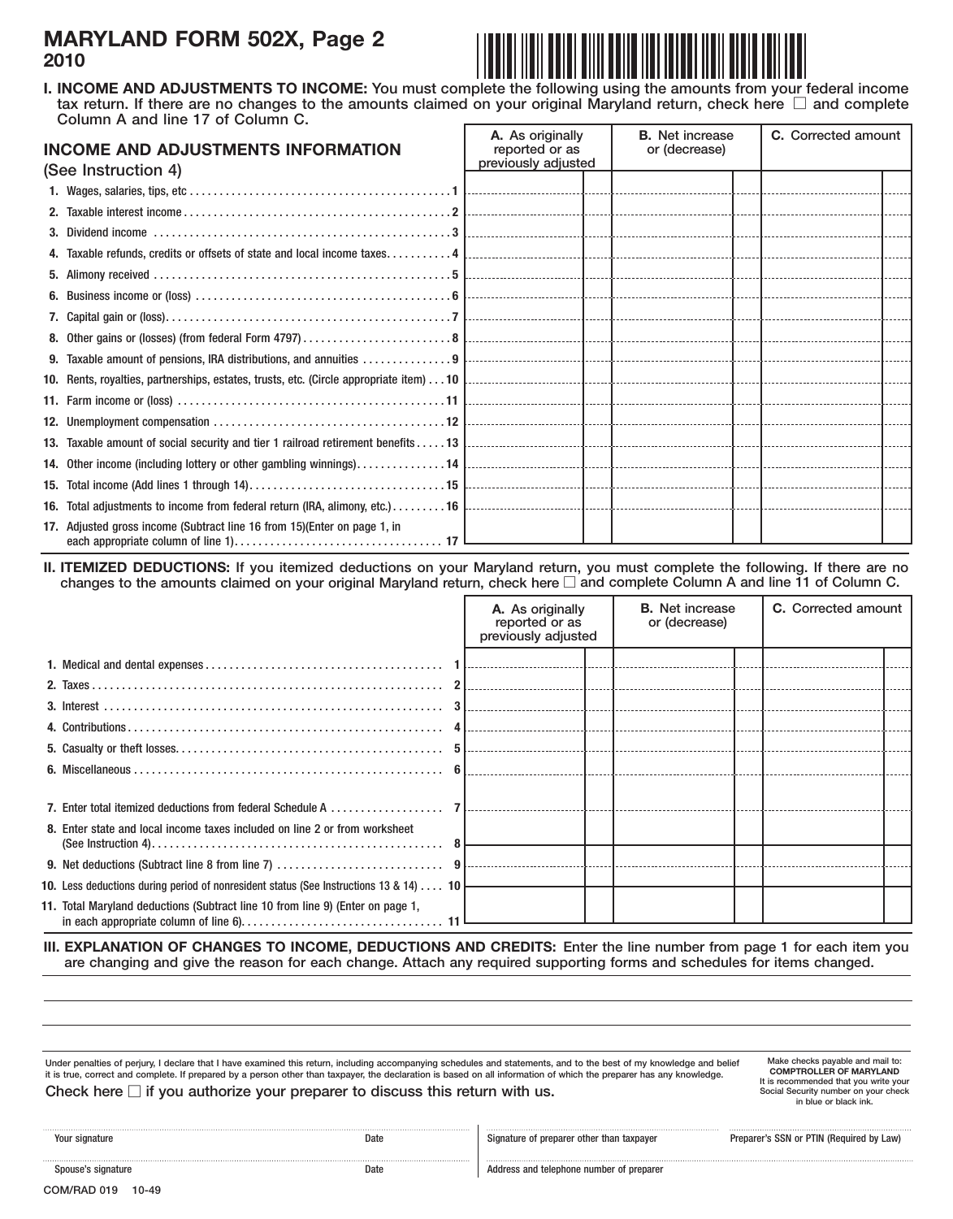# MARYLAND FORM 502X, Page 2
## 2010

**I. INCOME AND ADJUSTMENTS TO INCOME:** You must complete the following using the amounts from your federal income tax return. If there are no changes to the amounts claimed on your original Maryland return, check here ☐ and complete Column A and line 17 of Column C.

| INCOME AND ADJUSTMENTS INFORMATION (See Instruction 4) | A. As originally reported or as previously adjusted | B. Net increase or (decrease) | C. Corrected amount |
|---|---|---|---|
| 1. Wages, salaries, tips, etc ..... 1 | | | |
| 2. Taxable interest income ..... 2 | | | |
| 3. Dividend income ..... 3 | | | |
| 4. Taxable refunds, credits or offsets of state and local income taxes ..... 4 | | | |
| 5. Alimony received ..... 5 | | | |
| 6. Business income or (loss) ..... 6 | | | |
| 7. Capital gain or (loss) ..... 7 | | | |
| 8. Other gains or (losses) (from federal Form 4797) ..... 8 | | | |
| 9. Taxable amount of pensions, IRA distributions, and annuities ..... 9 | | | |
| 10. Rents, royalties, partnerships, estates, trusts, etc. (Circle appropriate item) ..... 10 | | | |
| 11. Farm income or (loss) ..... 11 | | | |
| 12. Unemployment compensation ..... 12 | | | |
| 13. Taxable amount of social security and tier 1 railroad retirement benefits ..... 13 | | | |
| 14. Other income (including lottery or other gambling winnings) ..... 14 | | | |
| 15. Total income (Add lines 1 through 14) ..... 15 | | | |
| 16. Total adjustments to income from federal return (IRA, alimony, etc.) ..... 16 | | | |
| 17. Adjusted gross income (Subtract line 16 from 15)(Enter on page 1, in each appropriate column of line 1) ..... 17 | | | |

**II. ITEMIZED DEDUCTIONS:** If you itemized deductions on your Maryland return, you must complete the following. If there are no changes to the amounts claimed on your original Maryland return, check here ☐ and complete Column A and line 11 of Column C.

| | A. As originally reported or as previously adjusted | B. Net increase or (decrease) | C. Corrected amount |
|---|---|---|---|
| 1. Medical and dental expenses ..... 1 | | | |
| 2. Taxes ..... 2 | | | |
| 3. Interest ..... 3 | | | |
| 4. Contributions ..... 4 | | | |
| 5. Casualty or theft losses ..... 5 | | | |
| 6. Miscellaneous ..... 6 | | | |
| 7. Enter total itemized deductions from federal Schedule A ..... 7 | | | |
| 8. Enter state and local income taxes included on line 2 or from worksheet (See Instruction 4) ..... 8 | | | |
| 9. Net deductions (Subtract line 8 from line 7) ..... 9 | | | |
| 10. Less deductions during period of nonresident status (See Instructions 13 & 14) ..... 10 | | | |
| 11. Total Maryland deductions (Subtract line 10 from line 9) (Enter on page 1, in each appropriate column of line 6) ..... 11 | | | |

**III. EXPLANATION OF CHANGES TO INCOME, DEDUCTIONS AND CREDITS:** Enter the line number from page 1 for each item you are changing and give the reason for each change. Attach any required supporting forms and schedules for items changed.

Under penalties of perjury, I declare that I have examined this return, including accompanying schedules and statements, and to the best of my knowledge and belief it is true, correct and complete. If prepared by a person other than taxpayer, the declaration is based on all information of which the preparer has any knowledge.

Check here ☐ if you authorize your preparer to discuss this return with us.

Make checks payable and mail to: **COMPTROLLER OF MARYLAND** It is recommended that you write your Social Security number on your check in blue or black ink.

| Your signature | Date | Signature of preparer other than taxpayer | Preparer's SSN or PTIN (Required by Law) |
|---|---|---|---|
| Spouse's signature | Date | Address and telephone number of preparer | |

COM/RAD 019 10-49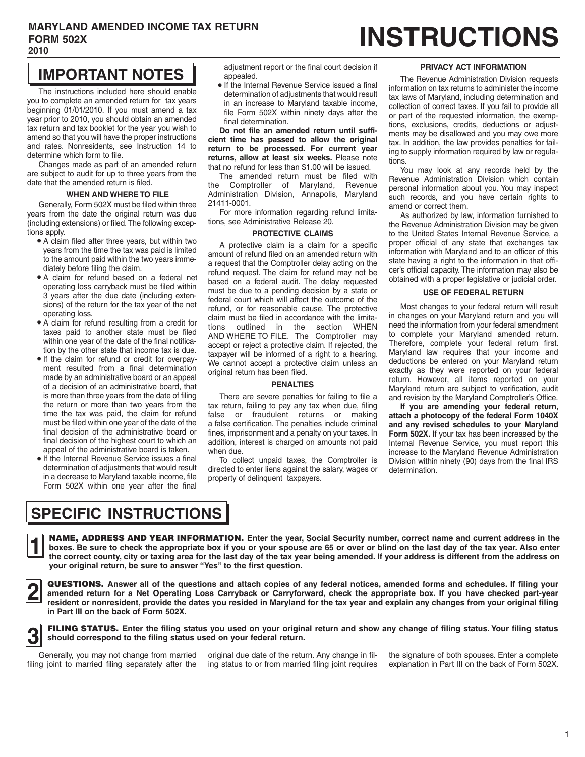# MARYLAND AMENDED INCOME TAX RETURN FORM 502X 2010

# INSTRUCTIONS

## IMPORTANT NOTES

The instructions included here should enable you to complete an amended return for tax years beginning 01/01/2010. If you must amend a tax year prior to 2010, you should obtain an amended tax return and tax booklet for the year you wish to amend so that you will have the proper instructions and rates. Nonresidents, see Instruction 14 to determine which form to file.

Changes made as part of an amended return are subject to audit for up to three years from the date that the amended return is filed.

### WHEN AND WHERE TO FILE

Generally, Form 502X must be filed within three years from the date the original return was due (including extensions) or filed. The following exceptions apply.

- A claim filed after three years, but within two years from the time the tax was paid is limited to the amount paid within the two years immediately before filing the claim.
- A claim for refund based on a federal net operating loss carryback must be filed within 3 years after the due date (including extensions) of the return for the tax year of the net operating loss.
- A claim for refund resulting from a credit for taxes paid to another state must be filed within one year of the date of the final notification by the other state that income tax is due.
- If the claim for refund or credit for overpayment resulted from a final determination made by an administrative board or an appeal of a decision of an administrative board, that is more than three years from the date of filing the return or more than two years from the time the tax was paid, the claim for refund must be filed within one year of the date of the final decision of the administrative board or final decision of the highest court to which an appeal of the administrative board is taken.
- If the Internal Revenue Service issues a final determination of adjustments that would result in a decrease to Maryland taxable income, file Form 502X within one year after the final adjustment report or the final court decision if appealed.
- If the Internal Revenue Service issued a final determination of adjustments that would result in an increase to Maryland taxable income, file Form 502X within ninety days after the final determination.

**Do not file an amended return until sufficient time has passed to allow the original return to be processed. For current year returns, allow at least six weeks.** Please note that no refund for less than $1.00 will be issued.

The amended return must be filed with the Comptroller of Maryland, Revenue Administration Division, Annapolis, Maryland 21411-0001.

For more information regarding refund limitations, see Administrative Release 20.

### PROTECTIVE CLAIMS

A protective claim is a claim for a specific amount of refund filed on an amended return with a request that the Comptroller delay acting on the refund request. The claim for refund may not be based on a federal audit. The delay requested must be due to a pending decision by a state or federal court which will affect the outcome of the refund, or for reasonable cause. The protective claim must be filed in accordance with the limitations outlined in the section WHEN AND WHERE TO FILE. The Comptroller may accept or reject a protective claim. If rejected, the taxpayer will be informed of a right to a hearing. We cannot accept a protective claim unless an original return has been filed.

### PENALTIES

There are severe penalties for failing to file a tax return, failing to pay any tax when due, filing false or fraudulent returns or making a false certification. The penalties include criminal fines, imprisonment and a penalty on your taxes. In addition, interest is charged on amounts not paid when due.

To collect unpaid taxes, the Comptroller is directed to enter liens against the salary, wages or property of delinquent taxpayers.

### PRIVACY ACT INFORMATION

The Revenue Administration Division requests information on tax returns to administer the income tax laws of Maryland, including determination and collection of correct taxes. If you fail to provide all or part of the requested information, the exemptions, exclusions, credits, deductions or adjustments may be disallowed and you may owe more tax. In addition, the law provides penalties for failing to supply information required by law or regulations.

You may look at any records held by the Revenue Administration Division which contain personal information about you. You may inspect such records, and you have certain rights to amend or correct them.

As authorized by law, information furnished to the Revenue Administration Division may be given to the United States Internal Revenue Service, a proper official of any state that exchanges tax information with Maryland and to an officer of this state having a right to the information in that officer's official capacity. The information may also be obtained with a proper legislative or judicial order.

### USE OF FEDERAL RETURN

Most changes to your federal return will result in changes on your Maryland return and you will need the information from your federal amendment to complete your Maryland amended return. Therefore, complete your federal return first. Maryland law requires that your income and deductions be entered on your Maryland return exactly as they were reported on your federal return. However, all items reported on your Maryland return are subject to verification, audit and revision by the Maryland Comptroller's Office.

**If you are amending your federal return, attach a photocopy of the federal Form 1040X and any revised schedules to your Maryland Form 502X.** If your tax has been increased by the Internal Revenue Service, you must report this increase to the Maryland Revenue Administration Division within ninety (90) days from the final IRS determination.

## SPECIFIC INSTRUCTIONS

**1 NAME, ADDRESS AND YEAR INFORMATION. Enter the year, Social Security number, correct name and current address in the boxes. Be sure to check the appropriate box if you or your spouse are 65 or over or blind on the last day of the tax year. Also enter the correct county, city or taxing area for the last day of the tax year being amended. If your address is different from the address on your original return, be sure to answer "Yes" to the first question.**

**2 QUESTIONS. Answer all of the questions and attach copies of any federal notices, amended forms and schedules. If filing your amended return for a Net Operating Loss Carryback or Carryforward, check the appropriate box. If you have checked part-year resident or nonresident, provide the dates you resided in Maryland for the tax year and explain any changes from your original filing in Part III on the back of Form 502X.**

**3 FILING STATUS. Enter the filing status you used on your original return and show any change of filing status. Your filing status should correspond to the filing status used on your federal return.**

Generally, you may not change from married filing joint to married filing separately after the original due date of the return. Any change in filing status to or from married filing joint requires the signature of both spouses. Enter a complete explanation in Part III on the back of Form 502X.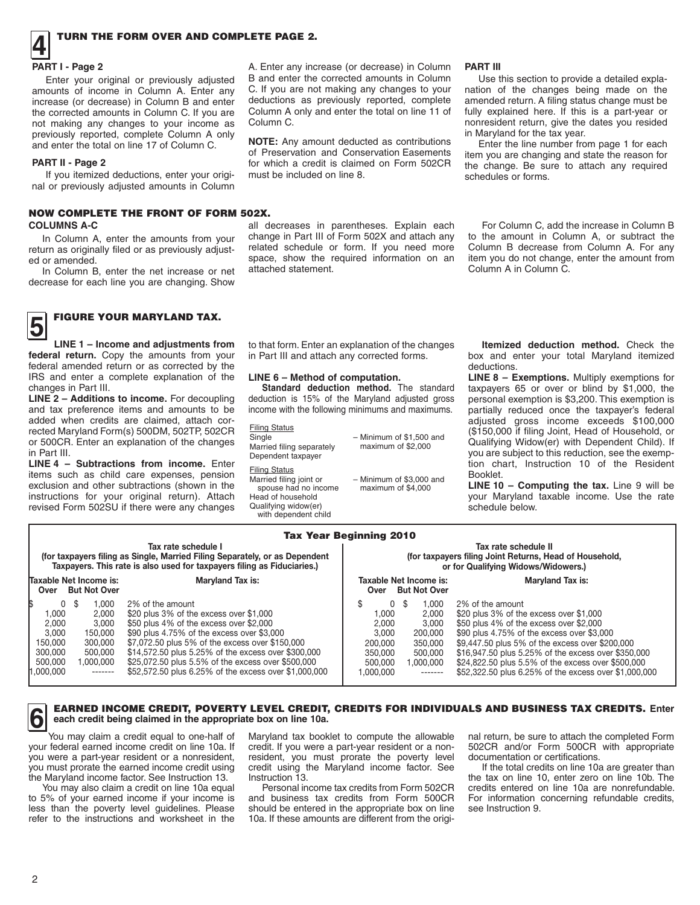## 4 TURN THE FORM OVER AND COMPLETE PAGE 2.

### PART I - Page 2

Enter your original or previously adjusted amounts of income in Column A. Enter any increase (or decrease) in Column B and enter the corrected amounts in Column C. If you are not making any changes to your income as previously reported, complete Column A only and enter the total on line 17 of Column C.

### PART II - Page 2

If you itemized deductions, enter your original or previously adjusted amounts in Column A. Enter any increase (or decrease) in Column B and enter the corrected amounts in Column C. If you are not making any changes to your deductions as previously reported, complete Column A only and enter the total on line 11 of Column C.

**NOTE:** Any amount deducted as contributions of Preservation and Conservation Easements for which a credit is claimed on Form 502CR must be included on line 8.

### PART III

Use this section to provide a detailed explanation of the changes being made on the amended return. A filing status change must be fully explained here. If this is a part-year or nonresident return, give the dates you resided in Maryland for the tax year.

Enter the line number from page 1 for each item you are changing and state the reason for the change. Be sure to attach any required schedules or forms.

### NOW COMPLETE THE FRONT OF FORM 502X.

**COLUMNS A-C**

In Column A, enter the amounts from your return as originally filed or as previously adjusted or amended.

In Column B, enter the net increase or net decrease for each line you are changing. Show all decreases in parentheses. Explain each change in Part III of Form 502X and attach any related schedule or form. If you need more space, show the required information on an attached statement.

For Column C, add the increase in Column B to the amount in Column A, or subtract the Column B decrease from Column A. For any item you do not change, enter the amount from Column A in Column C.

## 5 FIGURE YOUR MARYLAND TAX.

**LINE 1 – Income and adjustments from federal return.** Copy the amounts from your federal amended return or as corrected by the IRS and enter a complete explanation of the changes in Part III.

**LINE 2 – Additions to income.** For decoupling and tax preference items and amounts to be added when credits are claimed, attach corrected Maryland Form(s) 500DM, 502TP, 502CR or 500CR. Enter an explanation of the changes in Part III.

**LINE 4 – Subtractions from income.** Enter items such as child care expenses, pension exclusion and other subtractions (shown in the instructions for your original return). Attach revised Form 502SU if there were any changes to that form. Enter an explanation of the changes in Part III and attach any corrected forms.

**LINE 6 – Method of computation.**

**Standard deduction method.** The standard deduction is 15% of the Maryland adjusted gross income with the following minimums and maximums.

| Filing Status | |
|---|---|
| Single<br>Married filing separately<br>Dependent taxpayer | – Minimum of $1,500 and maximum of $2,000 |
| Married filing joint or spouse had no income<br>Head of household<br>Qualifying widow(er) with dependent child | – Minimum of $3,000 and maximum of $4,000 |

**Itemized deduction method.** Check the box and enter your total Maryland itemized deductions.

**LINE 8 – Exemptions.** Multiply exemptions for taxpayers 65 or over or blind by $1,000, the personal exemption is $3,200. This exemption is partially reduced once the taxpayer's federal adjusted gross income exceeds $100,000 ($150,000 if filing Joint, Head of Household, or Qualifying Widow(er) with Dependent Child). If you are subject to this reduction, see the exemption chart, Instruction 10 of the Resident Booklet.

**LINE 10 – Computing the tax.** Line 9 will be your Maryland taxable income. Use the rate schedule below.

**Tax Year Beginning 2010**

**Tax rate schedule I** (for taxpayers filing as Single, Married Filing Separately, or as Dependent Taxpayers. This rate is also used for taxpayers filing as Fiduciaries.)

| Taxable Net Income is: Over | But Not Over | Maryland Tax is: |
|---|---|---|
| $ 0 | $ 1,000 | 2% of the amount |
| 1,000 | 2,000 | $20 plus 3% of the excess over $1,000 |
| 2,000 | 3,000 | $50 plus 4% of the excess over $2,000 |
| 3,000 | 150,000 | $90 plus 4.75% of the excess over $3,000 |
| 150,000 | 300,000 | $7,072.50 plus 5% of the excess over $150,000 |
| 300,000 | 500,000 | $14,572.50 plus 5.25% of the excess over $300,000 |
| 500,000 | 1,000,000 | $25,072.50 plus 5.5% of the excess over $500,000 |
| 1,000,000 | ------- | $52,572.50 plus 6.25% of the excess over $1,000,000 |

**Tax rate schedule II** (for taxpayers filing Joint Returns, Head of Household, or for Qualifying Widows/Widowers.)

| Taxable Net Income is: Over | But Not Over | Maryland Tax is: |
|---|---|---|
| $ 0 | $ 1,000 | 2% of the amount |
| 1,000 | 2,000 | $20 plus 3% of the excess over $1,000 |
| 2,000 | 3,000 | $50 plus 4% of the excess over $2,000 |
| 3,000 | 200,000 | $90 plus 4.75% of the excess over $3,000 |
| 200,000 | 350,000 | $9,447.50 plus 5% of the excess over $200,000 |
| 350,000 | 500,000 | $16,947.50 plus 5.25% of the excess over $350,000 |
| 500,000 | 1,000,000 | $24,822.50 plus 5.5% of the excess over $500,000 |
| 1,000,000 | ------- | $52,322.50 plus 6.25% of the excess over $1,000,000 |

## 6 EARNED INCOME CREDIT, POVERTY LEVEL CREDIT, CREDITS FOR INDIVIDUALS AND BUSINESS TAX CREDITS. Enter each credit being claimed in the appropriate box on line 10a.

You may claim a credit equal to one-half of your federal earned income credit on line 10a. If you were a part-year resident or a nonresident, you must prorate the earned income credit using the Maryland income factor. See Instruction 13.

You may also claim a credit on line 10a equal to 5% of your earned income if your income is less than the poverty level guidelines. Please refer to the instructions and worksheet in the Maryland tax booklet to compute the allowable credit. If you were a part-year resident or a nonresident, you must prorate the poverty level credit using the Maryland income factor. See Instruction 13.

Personal income tax credits from Form 502CR and business tax credits from Form 500CR should be entered in the appropriate box on line 10a. If these amounts are different from the original return, be sure to attach the completed Form 502CR and/or Form 500CR with appropriate documentation or certifications.

If the total credits on line 10a are greater than the tax on line 10, enter zero on line 10b. The credits entered on line 10a are nonrefundable. For information concerning refundable credits, see Instruction 9.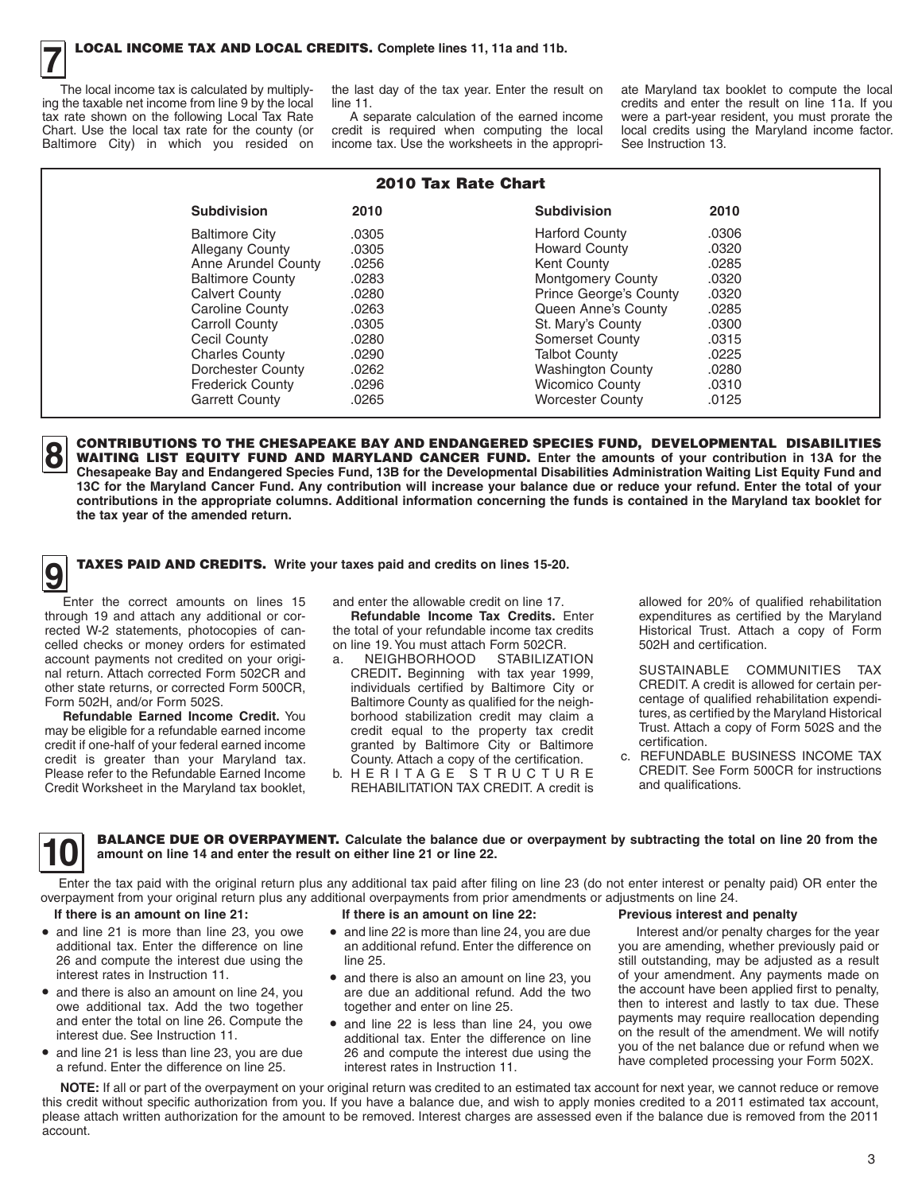## 7 LOCAL INCOME TAX AND LOCAL CREDITS. Complete lines 11, 11a and 11b.

The local income tax is calculated by multiplying the taxable net income from line 9 by the local tax rate shown on the following Local Tax Rate Chart. Use the local tax rate for the county (or Baltimore City) in which you resided on the last day of the tax year. Enter the result on line 11.

A separate calculation of the earned income credit is required when computing the local income tax. Use the worksheets in the appropriate Maryland tax booklet to compute the local credits and enter the result on line 11a. If you were a part-year resident, you must prorate the local credits using the Maryland income factor. See Instruction 13.

**2010 Tax Rate Chart**

| Subdivision | 2010 | Subdivision | 2010 |
|---|---|---|---|
| Baltimore City | .0305 | Harford County | .0306 |
| Allegany County | .0305 | Howard County | .0320 |
| Anne Arundel County | .0256 | Kent County | .0285 |
| Baltimore County | .0283 | Montgomery County | .0320 |
| Calvert County | .0280 | Prince George's County | .0320 |
| Caroline County | .0263 | Queen Anne's County | .0285 |
| Carroll County | .0305 | St. Mary's County | .0300 |
| Cecil County | .0280 | Somerset County | .0315 |
| Charles County | .0290 | Talbot County | .0225 |
| Dorchester County | .0262 | Washington County | .0280 |
| Frederick County | .0296 | Wicomico County | .0310 |
| Garrett County | .0265 | Worcester County | .0125 |

## 8 CONTRIBUTIONS TO THE CHESAPEAKE BAY AND ENDANGERED SPECIES FUND, DEVELOPMENTAL DISABILITIES WAITING LIST EQUITY FUND AND MARYLAND CANCER FUND.

**Enter the amounts of your contribution in 13A for the Chesapeake Bay and Endangered Species Fund, 13B for the Developmental Disabilities Administration Waiting List Equity Fund and 13C for the Maryland Cancer Fund. Any contribution will increase your balance due or reduce your refund. Enter the total of your contributions in the appropriate columns. Additional information concerning the funds is contained in the Maryland tax booklet for the tax year of the amended return.**

## 9 TAXES PAID AND CREDITS. Write your taxes paid and credits on lines 15-20.

Enter the correct amounts on lines 15 through 19 and attach any additional or corrected W-2 statements, photocopies of cancelled checks or money orders for estimated account payments not credited on your original return. Attach corrected Form 502CR and other state returns, or corrected Form 500CR, Form 502H, and/or Form 502S.

**Refundable Earned Income Credit.** You may be eligible for a refundable earned income credit if one-half of your federal earned income credit is greater than your Maryland tax. Please refer to the Refundable Earned Income Credit Worksheet in the Maryland tax booklet, and enter the allowable credit on line 17.

**Refundable Income Tax Credits.** Enter the total of your refundable income tax credits on line 19. You must attach Form 502CR.

a. NEIGHBORHOOD STABILIZATION CREDIT**.** Beginning with tax year 1999, individuals certified by Baltimore City or Baltimore County as qualified for the neighborhood stabilization credit may claim a credit equal to the property tax credit granted by Baltimore City or Baltimore County. Attach a copy of the certification.

b. HERITAGE STRUCTURE REHABILITATION TAX CREDIT. A credit is allowed for 20% of qualified rehabilitation expenditures as certified by the Maryland Historical Trust. Attach a copy of Form 502H and certification.

   SUSTAINABLE COMMUNITIES TAX CREDIT. A credit is allowed for certain percentage of qualified rehabilitation expenditures, as certified by the Maryland Historical Trust. Attach a copy of Form 502S and the certification.

c. REFUNDABLE BUSINESS INCOME TAX CREDIT. See Form 500CR for instructions and qualifications.

## 10 BALANCE DUE OR OVERPAYMENT. Calculate the balance due or overpayment by subtracting the total on line 20 from the amount on line 14 and enter the result on either line 21 or line 22.

Enter the tax paid with the original return plus any additional tax paid after filing on line 23 (do not enter interest or penalty paid) OR enter the overpayment from your original return plus any additional overpayments from prior amendments or adjustments on line 24.

**If there is an amount on line 21:**

- and line 21 is more than line 23, you owe additional tax. Enter the difference on line 26 and compute the interest due using the interest rates in Instruction 11.
- and there is also an amount on line 24, you owe additional tax. Add the two together and enter the total on line 26. Compute the interest due. See Instruction 11.
- and line 21 is less than line 23, you are due a refund. Enter the difference on line 25.

**If there is an amount on line 22:**

- and line 22 is more than line 24, you are due an additional refund. Enter the difference on line 25.
- and there is also an amount on line 23, you are due an additional refund. Add the two together and enter on line 25.
- and line 22 is less than line 24, you owe additional tax. Enter the difference on line 26 and compute the interest due using the interest rates in Instruction 11.

**Previous interest and penalty**

Interest and/or penalty charges for the year you are amending, whether previously paid or still outstanding, may be adjusted as a result of your amendment. Any payments made on the account have been applied first to penalty, then to interest and lastly to tax due. These payments may require reallocation depending on the result of the amendment. We will notify you of the net balance due or refund when we have completed processing your Form 502X.

**NOTE:** If all or part of the overpayment on your original return was credited to an estimated tax account for next year, we cannot reduce or remove this credit without specific authorization from you. If you have a balance due, and wish to apply monies credited to a 2011 estimated tax account, please attach written authorization for the amount to be removed. Interest charges are assessed even if the balance due is removed from the 2011 account.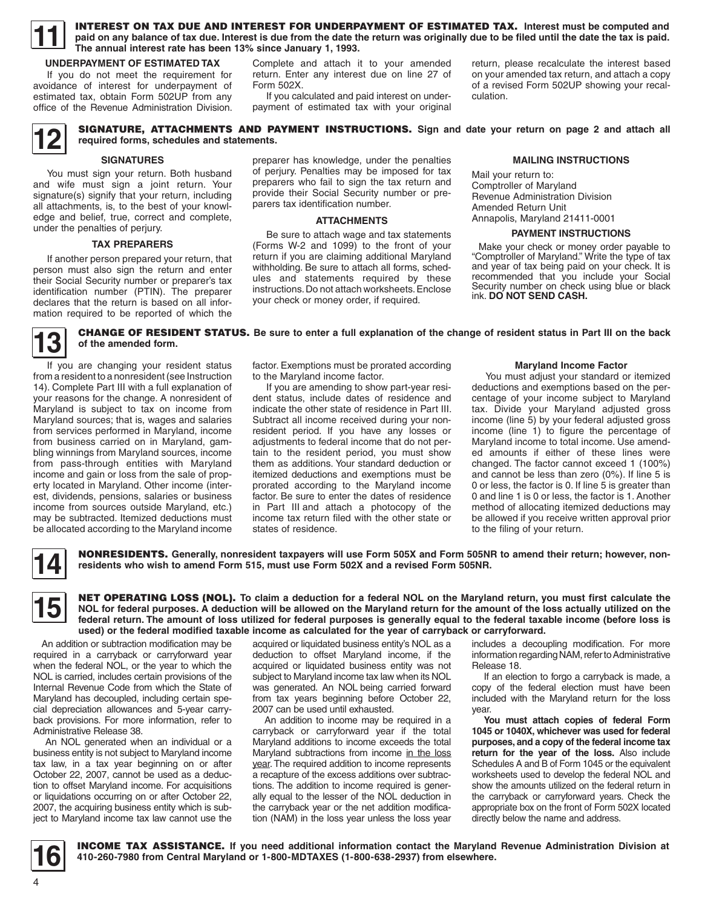## 11 INTEREST ON TAX DUE AND INTEREST FOR UNDERPAYMENT OF ESTIMATED TAX.

**Interest must be computed and paid on any balance of tax due. Interest is due from the date the return was originally due to be filed until the date the tax is paid. The annual interest rate has been 13% since January 1, 1993.**

### UNDERPAYMENT OF ESTIMATED TAX

If you do not meet the requirement for avoidance of interest for underpayment of estimated tax, obtain Form 502UP from any office of the Revenue Administration Division. Complete and attach it to your amended return. Enter any interest due on line 27 of Form 502X.

If you calculated and paid interest on underpayment of estimated tax with your original return, please recalculate the interest based on your amended tax return, and attach a copy of a revised Form 502UP showing your recalculation.

## 12 SIGNATURE, ATTACHMENTS AND PAYMENT INSTRUCTIONS.

**Sign and date your return on page 2 and attach all required forms, schedules and statements.**

### SIGNATURES

You must sign your return. Both husband and wife must sign a joint return. Your signature(s) signify that your return, including all attachments, is, to the best of your knowledge and belief, true, correct and complete, under the penalties of perjury.

### TAX PREPARERS

If another person prepared your return, that person must also sign the return and enter their Social Security number or preparer's tax identification number (PTIN). The preparer declares that the return is based on all information required to be reported of which the preparer has knowledge, under the penalties of perjury. Penalties may be imposed for tax preparers who fail to sign the tax return and provide their Social Security number or preparers tax identification number.

### ATTACHMENTS

Be sure to attach wage and tax statements (Forms W-2 and 1099) to the front of your return if you are claiming additional Maryland withholding. Be sure to attach all forms, schedules and statements required by these instructions. Do not attach worksheets. Enclose your check or money order, if required.

### MAILING INSTRUCTIONS

Mail your return to:
Comptroller of Maryland
Revenue Administration Division
Amended Return Unit
Annapolis, Maryland 21411-0001

### PAYMENT INSTRUCTIONS

Make your check or money order payable to "Comptroller of Maryland." Write the type of tax and year of tax being paid on your check. It is recommended that you include your Social Security number on check using blue or black ink. **DO NOT SEND CASH.**

## 13 CHANGE OF RESIDENT STATUS.

**Be sure to enter a full explanation of the change of resident status in Part III on the back of the amended form.**

If you are changing your resident status from a resident to a nonresident (see Instruction 14). Complete Part III with a full explanation of your reasons for the change. A nonresident of Maryland is subject to tax on income from Maryland sources; that is, wages and salaries from services performed in Maryland, income from business carried on in Maryland, gambling winnings from Maryland sources, income from pass-through entities with Maryland income and gain or loss from the sale of property located in Maryland. Other income (interest, dividends, pensions, salaries or business income from sources outside Maryland, etc.) may be subtracted. Itemized deductions must be allocated according to the Maryland income factor. Exemptions must be prorated according to the Maryland income factor.

If you are amending to show part-year resident status, include dates of residence and indicate the other state of residence in Part III. Subtract all income received during your nonresident period. If you have any losses or adjustments to federal income that do not pertain to the resident period, you must show them as additions. Your standard deduction or itemized deductions and exemptions must be prorated according to the Maryland income factor. Be sure to enter the dates of residence in Part III and attach a photocopy of the income tax return filed with the other state or states of residence.

### Maryland Income Factor

You must adjust your standard or itemized deductions and exemptions based on the percentage of your income subject to Maryland tax. Divide your Maryland adjusted gross income (line 5) by your federal adjusted gross income (line 1) to figure the percentage of Maryland income to total income. Use amended amounts if either of these lines were changed. The factor cannot exceed 1 (100%) and cannot be less than zero (0%). If line 5 is 0 or less, the factor is 0. If line 5 is greater than 0 and line 1 is 0 or less, the factor is 1. Another method of allocating itemized deductions may be allowed if you receive written approval prior to the filing of your return.

## 14 NONRESIDENTS.

**Generally, nonresident taxpayers will use Form 505X and Form 505NR to amend their return; however, nonresidents who wish to amend Form 515, must use Form 502X and a revised Form 505NR.**

## 15 NET OPERATING LOSS (NOL).

**To claim a deduction for a federal NOL on the Maryland return, you must first calculate the NOL for federal purposes. A deduction will be allowed on the Maryland return for the amount of the loss actually utilized on the federal return. The amount of loss utilized for federal purposes is generally equal to the federal taxable income (before loss is used) or the federal modified taxable income as calculated for the year of carryback or carryforward.**

An addition or subtraction modification may be required in a carryback or carryforward year when the federal NOL, or the year to which the NOL is carried, includes certain provisions of the Internal Revenue Code from which the State of Maryland has decoupled, including certain special depreciation allowances and 5-year carryback provisions. For more information, refer to Administrative Release 38.

An NOL generated when an individual or a business entity is not subject to Maryland income tax law, in a tax year beginning on or after October 22, 2007, cannot be used as a deduction to offset Maryland income. For acquisitions or liquidations occurring on or after October 22, 2007, the acquiring business entity which is subject to Maryland income tax law cannot use the acquired or liquidated business entity's NOL as a deduction to offset Maryland income, if the acquired or liquidated business entity was not subject to Maryland income tax law when its NOL was generated. An NOL being carried forward from tax years beginning before October 22, 2007 can be used until exhausted.

An addition to income may be required in a carryback or carryforward year if the total Maryland additions to income exceeds the total Maryland subtractions from income in the loss year. The required addition to income represents a recapture of the excess additions over subtractions. The addition to income required is generally equal to the lesser of the NOL deduction in the carryback year or the net addition modification (NAM) in the loss year unless the loss year includes a decoupling modification. For more information regarding NAM, refer to Administrative Release 18.

If an election to forgo a carryback is made, a copy of the federal election must have been included with the Maryland return for the loss year.

**You must attach copies of federal Form 1045 or 1040X, whichever was used for federal purposes, and a copy of the federal income tax return for the year of the loss.** Also include Schedules A and B of Form 1045 or the equivalent worksheets used to develop the federal NOL and show the amounts utilized on the federal return in the carryback or carryforward years. Check the appropriate box on the front of Form 502X located directly below the name and address.

## 16 INCOME TAX ASSISTANCE.

**If you need additional information contact the Maryland Revenue Administration Division at 410-260-7980 from Central Maryland or 1-800-MDTAXES (1-800-638-2937) from elsewhere.**